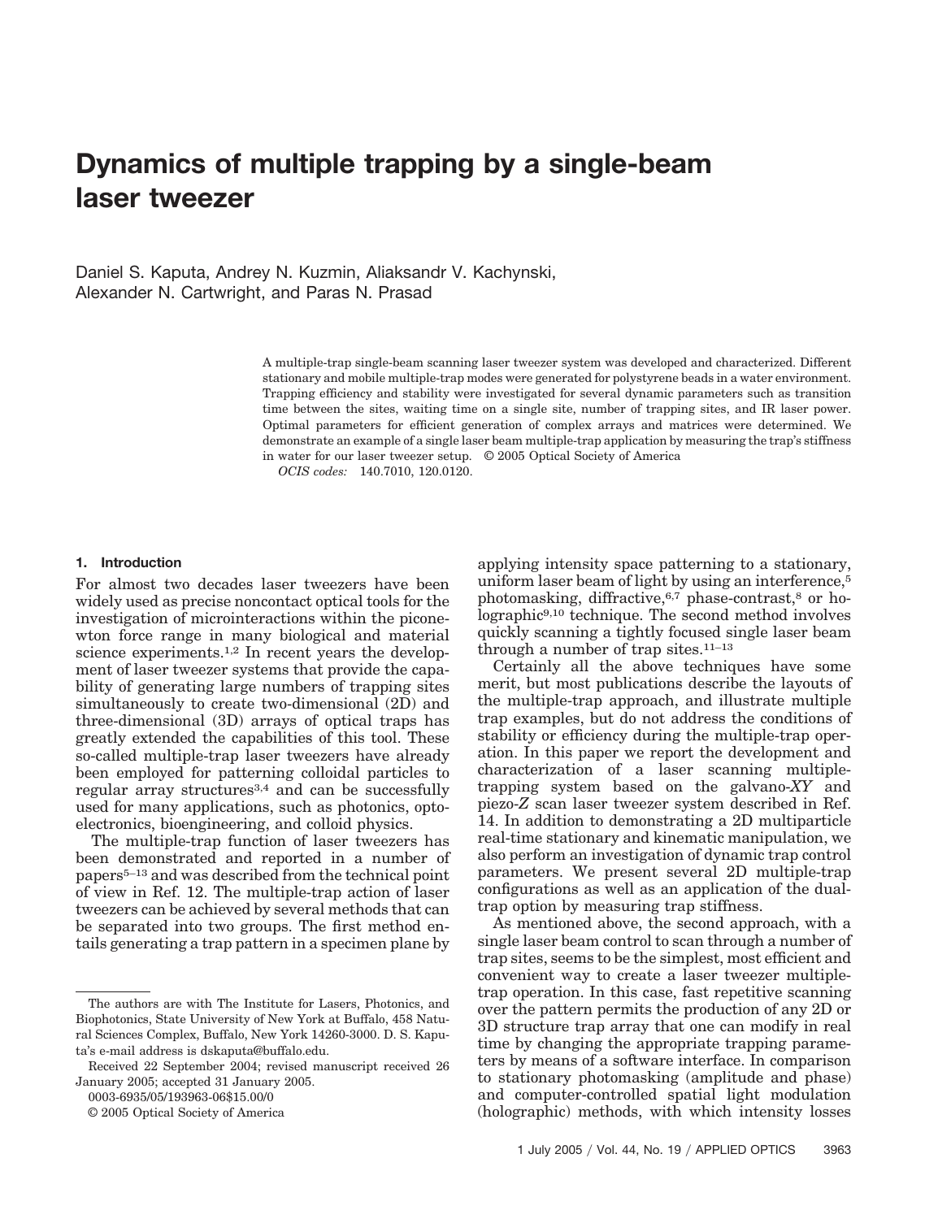# Dynamics of multiple trapping by a single-beam laser tweezer

Daniel S. Kaputa, Andrey N. Kuzmin, Aliaksandr V. Kachynski, Alexander N. Cartwright, and Paras N. Prasad

A multiple-trap single-beam scanning laser tweezer system was developed and characterized. Different stationary and mobile multiple-trap modes were generated for polystyrene beads in a water environment. Trapping efficiency and stability were investigated for several dynamic parameters such as transition time between the sites, waiting time on a single site, number of trapping sites, and IR laser power. Optimal parameters for efficient generation of complex arrays and matrices were determined. We demonstrate an example of a single laser beam multiple-trap application by measuring the trap's stiffness in water for our laser tweezer setup. © 2005 Optical Society of America

*OCIS codes:* 140.7010, 120.0120.

## 1. Introduction

For almost two decades laser tweezers have been widely used as precise noncontact optical tools for the investigation of microinteractions within the piconewton force range in many biological and material science experiments.[1,2] In recent years the development of laser tweezer systems that provide the capability of generating large numbers of trapping sites simultaneously to create two-dimensional (2D) and three-dimensional (3D) arrays of optical traps has greatly extended the capabilities of this tool. These so-called multiple-trap laser tweezers have already been employed for patterning colloidal particles to regular array structures[3,4] and can be successfully used for many applications, such as photonics, optoelectronics, bioengineering, and colloid physics.

The multiple-trap function of laser tweezers has been demonstrated and reported in a number of papers[5–13] and was described from the technical point of view in Ref. 12. The multiple-trap action of laser tweezers can be achieved by several methods that can be separated into two groups. The first method entails generating a trap pattern in a specimen plane by applying intensity space patterning to a stationary, uniform laser beam of light by using an interference,[5] photomasking, diffractive,[6,7] phase-contrast,[8] or holographic[9,10] technique. The second method involves quickly scanning a tightly focused single laser beam through a number of trap sites.[11–13]

Certainly all the above techniques have some merit, but most publications describe the layouts of the multiple-trap approach, and illustrate multiple trap examples, but do not address the conditions of stability or efficiency during the multiple-trap operation. In this paper we report the development and characterization of a laser scanning multiple-trapping system based on the galvano-*XY* and piezo-*Z* scan laser tweezer system described in Ref. 14. In addition to demonstrating a 2D multiparticle real-time stationary and kinematic manipulation, we also perform an investigation of dynamic trap control parameters. We present several 2D multiple-trap configurations as well as an application of the dual-trap option by measuring trap stiffness.

As mentioned above, the second approach, with a single laser beam control to scan through a number of trap sites, seems to be the simplest, most efficient and convenient way to create a laser tweezer multiple-trap operation. In this case, fast repetitive scanning over the pattern permits the production of any 2D or 3D structure trap array that one can modify in real time by changing the appropriate trapping parameters by means of a software interface. In comparison to stationary photomasking (amplitude and phase) and computer-controlled spatial light modulation (holographic) methods, with which intensity losses

---

The authors are with The Institute for Lasers, Photonics, and Biophotonics, State University of New York at Buffalo, 458 Natural Sciences Complex, Buffalo, New York 14260-3000. D. S. Kaputa's e-mail address is dskaputa@buffalo.edu.

Received 22 September 2004; revised manuscript received 26 January 2005; accepted 31 January 2005.

0003-6935/05/193963-06$15.00/0

© 2005 Optical Society of America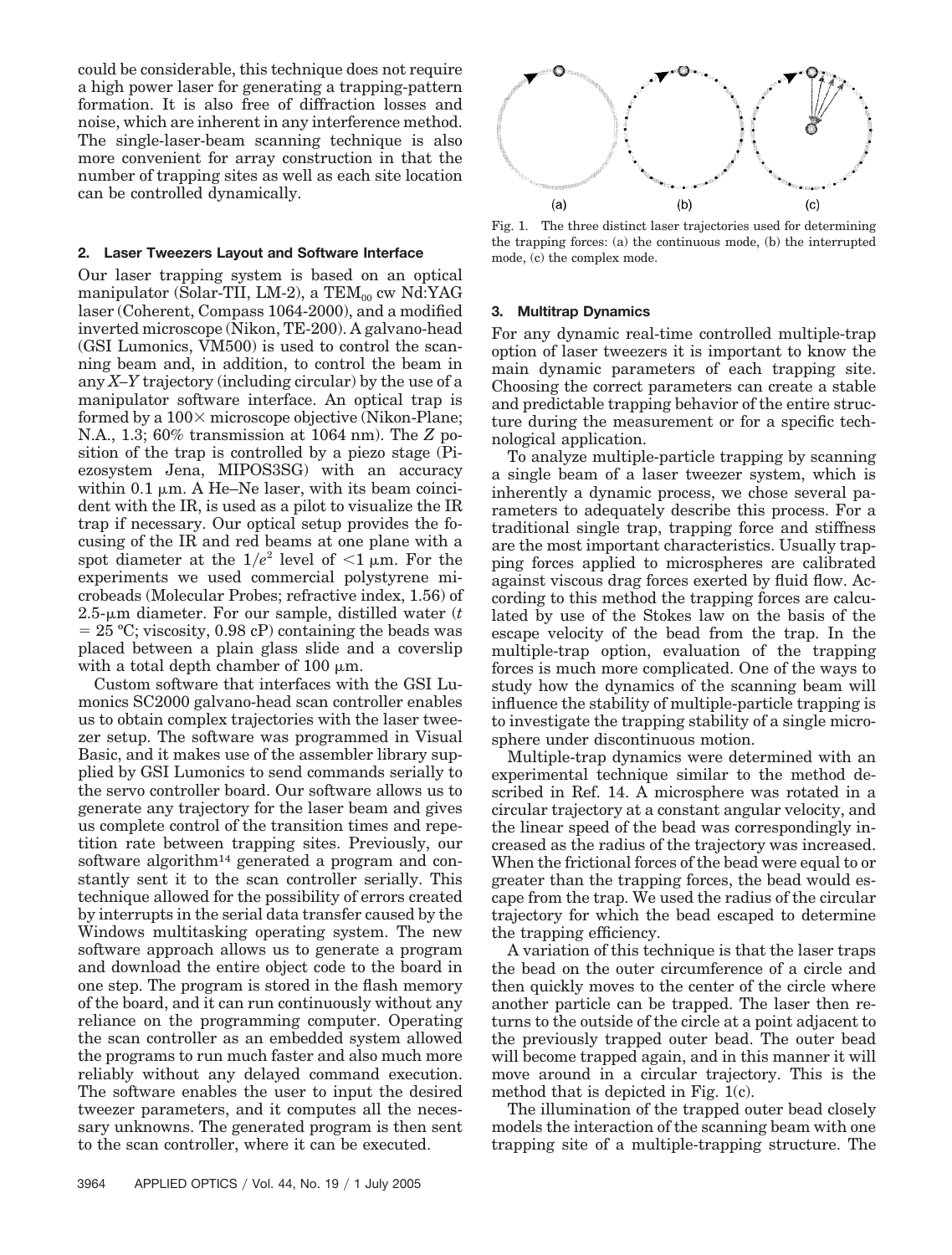could be considerable, this technique does not require a high power laser for generating a trapping-pattern formation. It is also free of diffraction losses and noise, which are inherent in any interference method. The single-laser-beam scanning technique is also more convenient for array construction in that the number of trapping sites as well as each site location can be controlled dynamically.

## 2. Laser Tweezers Layout and Software Interface

Our laser trapping system is based on an optical manipulator (Solar-TII, LM-2), a $TEM_{00}$ cw Nd:YAG laser (Coherent, Compass 1064-2000), and a modified inverted microscope (Nikon, TE-200). A galvano-head (GSI Lumonics, VM500) is used to control the scanning beam and, in addition, to control the beam in any $X$–$Y$ trajectory (including circular) by the use of a manipulator software interface. An optical trap is formed by a 100× microscope objective (Nikon-Plane; N.A., 1.3; 60% transmission at 1064 nm). The $Z$ position of the trap is controlled by a piezo stage (Piezosystem Jena, MIPOS3SG) with an accuracy within 0.1 μm. A He–Ne laser, with its beam coincident with the IR, is used as a pilot to visualize the IR trap if necessary. Our optical setup provides the focusing of the IR and red beams at one plane with a spot diameter at the $1/e^2$ level of <1 μm. For the experiments we used commercial polystyrene microbeads (Molecular Probes; refractive index, 1.56) of 2.5-μm diameter. For our sample, distilled water ($t$ = 25 °C; viscosity, 0.98 cP) containing the beads was placed between a plain glass slide and a coverslip with a total depth chamber of 100 μm.

Custom software that interfaces with the GSI Lumonics SC2000 galvano-head scan controller enables us to obtain complex trajectories with the laser tweezer setup. The software was programmed in Visual Basic, and it makes use of the assembler library supplied by GSI Lumonics to send commands serially to the servo controller board. Our software allows us to generate any trajectory for the laser beam and gives us complete control of the transition times and repetition rate between trapping sites. Previously, our software algorithm[14] generated a program and constantly sent it to the scan controller serially. This technique allowed for the possibility of errors created by interrupts in the serial data transfer caused by the Windows multitasking operating system. The new software approach allows us to generate a program and download the entire object code to the board in one step. The program is stored in the flash memory of the board, and it can run continuously without any reliance on the programming computer. Operating the scan controller as an embedded system allowed the programs to run much faster and also much more reliably without any delayed command execution. The software enables the user to input the desired tweezer parameters, and it computes all the necessary unknowns. The generated program is then sent to the scan controller, where it can be executed.

Fig. 1. The three distinct laser trajectories used for determining the trapping forces: (a) the continuous mode, (b) the interrupted mode, (c) the complex mode.

## 3. Multitrap Dynamics

For any dynamic real-time controlled multiple-trap option of laser tweezers it is important to know the main dynamic parameters of each trapping site. Choosing the correct parameters can create a stable and predictable trapping behavior of the entire structure during the measurement or for a specific technological application.

To analyze multiple-particle trapping by scanning a single beam of a laser tweezer system, which is inherently a dynamic process, we chose several parameters to adequately describe this process. For a traditional single trap, trapping force and stiffness are the most important characteristics. Usually trapping forces applied to microspheres are calibrated against viscous drag forces exerted by fluid flow. According to this method the trapping forces are calculated by use of the Stokes law on the basis of the escape velocity of the bead from the trap. In the multiple-trap option, evaluation of the trapping forces is much more complicated. One of the ways to study how the dynamics of the scanning beam will influence the stability of multiple-particle trapping is to investigate the trapping stability of a single microsphere under discontinuous motion.

Multiple-trap dynamics were determined with an experimental technique similar to the method described in Ref. 14. A microsphere was rotated in a circular trajectory at a constant angular velocity, and the linear speed of the bead was correspondingly increased as the radius of the trajectory was increased. When the frictional forces of the bead were equal to or greater than the trapping forces, the bead would escape from the trap. We used the radius of the circular trajectory for which the bead escaped to determine the trapping efficiency.

A variation of this technique is that the laser traps the bead on the outer circumference of a circle and then quickly moves to the center of the circle where another particle can be trapped. The laser then returns to the outside of the circle at a point adjacent to the previously trapped outer bead. The outer bead will become trapped again, and in this manner it will move around in a circular trajectory. This is the method that is depicted in Fig. 1(c).

The illumination of the trapped outer bead closely models the interaction of the scanning beam with one trapping site of a multiple-trapping structure. The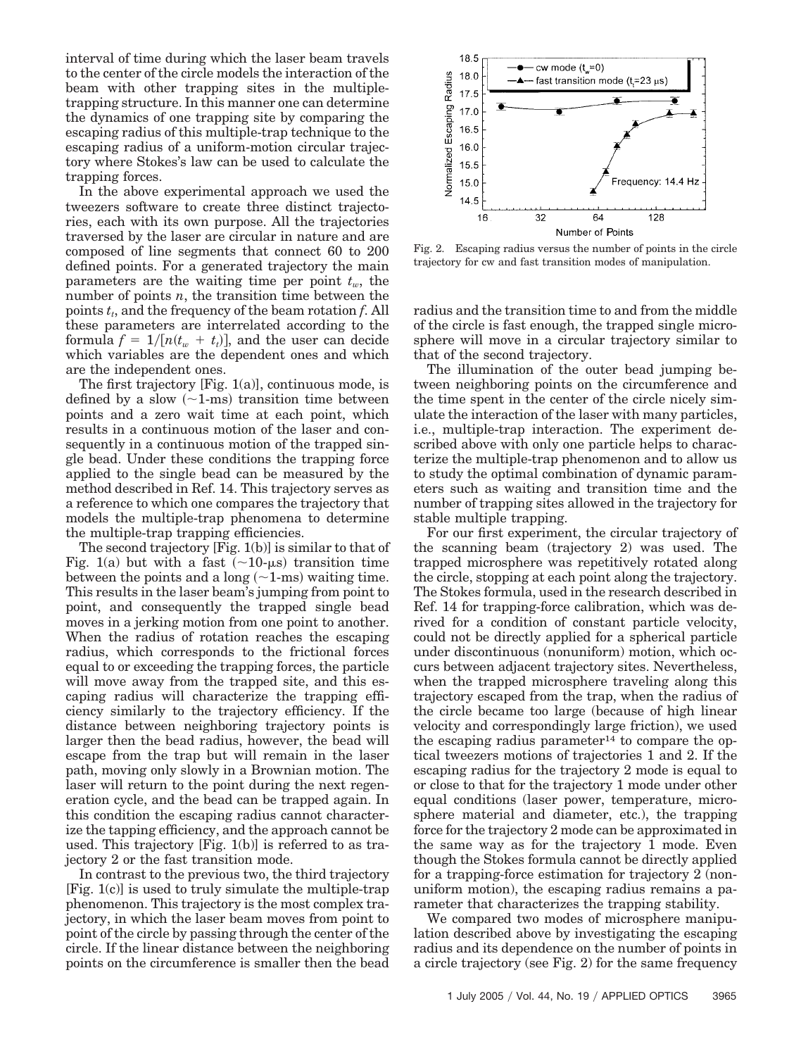interval of time during which the laser beam travels to the center of the circle models the interaction of the beam with other trapping sites in the multiple-trapping structure. In this manner one can determine the dynamics of one trapping site by comparing the escaping radius of this multiple-trap technique to the escaping radius of a uniform-motion circular trajectory where Stokes's law can be used to calculate the trapping forces.

In the above experimental approach we used the tweezers software to create three distinct trajectories, each with its own purpose. All the trajectories traversed by the laser are circular in nature and are composed of line segments that connect 60 to 200 defined points. For a generated trajectory the main parameters are the waiting time per point $t_w$, the number of points $n$, the transition time between the points $t_t$, and the frequency of the beam rotation $f$. All these parameters are interrelated according to the formula $f = 1/[n(t_w + t_t)]$, and the user can decide which variables are the dependent ones and which are the independent ones.

The first trajectory [Fig. 1(a)], continuous mode, is defined by a slow (~1-ms) transition time between points and a zero wait time at each point, which results in a continuous motion of the laser and consequently in a continuous motion of the trapped single bead. Under these conditions the trapping force applied to the single bead can be measured by the method described in Ref. 14. This trajectory serves as a reference to which one compares the trajectory that models the multiple-trap phenomena to determine the multiple-trap trapping efficiencies.

The second trajectory [Fig. 1(b)] is similar to that of Fig. 1(a) but with a fast (~10-μs) transition time between the points and a long (~1-ms) waiting time. This results in the laser beam's jumping from point to point, and consequently the trapped single bead moves in a jerking motion from one point to another. When the radius of rotation reaches the escaping radius, which corresponds to the frictional forces equal to or exceeding the trapping forces, the particle will move away from the trapped site, and this escaping radius will characterize the trapping efficiency similarly to the trajectory efficiency. If the distance between neighboring trajectory points is larger then the bead radius, however, the bead will escape from the trap but will remain in the laser path, moving only slowly in a Brownian motion. The laser will return to the point during the next regeneration cycle, and the bead can be trapped again. In this condition the escaping radius cannot characterize the tapping efficiency, and the approach cannot be used. This trajectory [Fig. 1(b)] is referred to as trajectory 2 or the fast transition mode.

In contrast to the previous two, the third trajectory [Fig. 1(c)] is used to truly simulate the multiple-trap phenomenon. This trajectory is the most complex trajectory, in which the laser beam moves from point to point of the circle by passing through the center of the circle. If the linear distance between the neighboring points on the circumference is smaller then the bead radius and the transition time to and from the middle of the circle is fast enough, the trapped single microsphere will move in a circular trajectory similar to that of the second trajectory.

The illumination of the outer bead jumping between neighboring points on the circumference and the time spent in the center of the circle nicely simulate the interaction of the laser with many particles, i.e., multiple-trap interaction. The experiment described above with only one particle helps to characterize the multiple-trap phenomenon and to allow us to study the optimal combination of dynamic parameters such as waiting and transition time and the number of trapping sites allowed in the trajectory for stable multiple trapping.

For our first experiment, the circular trajectory of the scanning beam (trajectory 2) was used. The trapped microsphere was repetitively rotated along the circle, stopping at each point along the trajectory. The Stokes formula, used in the research described in Ref. 14 for trapping-force calibration, which was derived for a condition of constant particle velocity, could not be directly applied for a spherical particle under discontinuous (nonuniform) motion, which occurs between adjacent trajectory sites. Nevertheless, when the trapped microsphere traveling along this trajectory escaped from the trap, when the radius of the circle became too large (because of high linear velocity and correspondingly large friction), we used the escaping radius parameter[14] to compare the optical tweezers motions of trajectories 1 and 2. If the escaping radius for the trajectory 2 mode is equal to or close to that for the trajectory 1 mode under other equal conditions (laser power, temperature, microsphere material and diameter, etc.), the trapping force for the trajectory 2 mode can be approximated in the same way as for the trajectory 1 mode. Even though the Stokes formula cannot be directly applied for a trapping-force estimation for trajectory 2 (nonuniform motion), the escaping radius remains a parameter that characterizes the trapping stability.

We compared two modes of microsphere manipulation described above by investigating the escaping radius and its dependence on the number of points in a circle trajectory (see Fig. 2) for the same frequency

Fig. 2. Escaping radius versus the number of points in the circle trajectory for cw and fast transition modes of manipulation.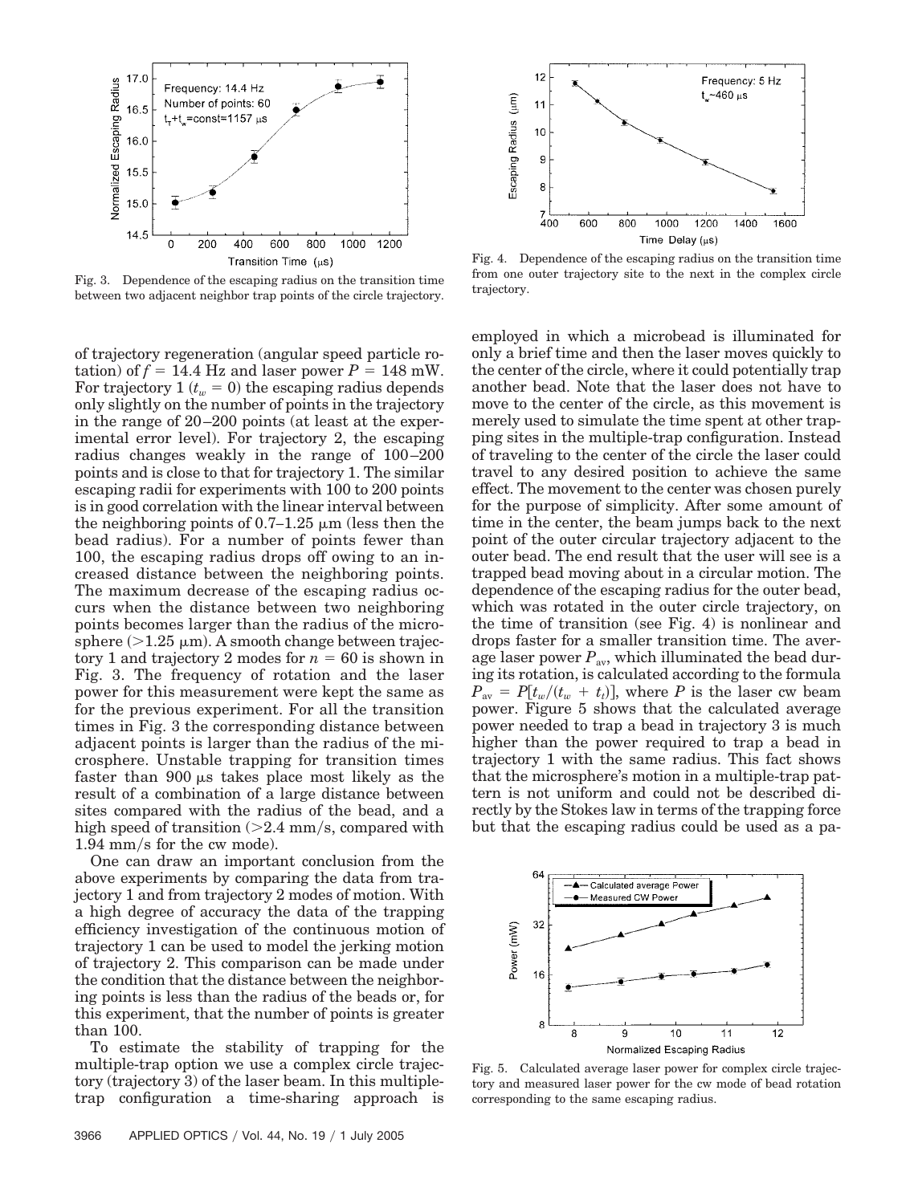Fig. 3. Dependence of the escaping radius on the transition time between two adjacent neighbor trap points of the circle trajectory.

Fig. 4. Dependence of the escaping radius on the transition time from one outer trajectory site to the next in the complex circle trajectory.

of trajectory regeneration (angular speed particle rotation) of $f = 14.4$ Hz and laser power $P = 148$ mW. For trajectory 1 ($t_w = 0$) the escaping radius depends only slightly on the number of points in the trajectory in the range of 20–200 points (at least at the experimental error level). For trajectory 2, the escaping radius changes weakly in the range of 100–200 points and is close to that for trajectory 1. The similar escaping radii for experiments with 100 to 200 points is in good correlation with the linear interval between the neighboring points of 0.7–1.25 μm (less then the bead radius). For a number of points fewer than 100, the escaping radius drops off owing to an increased distance between the neighboring points. The maximum decrease of the escaping radius occurs when the distance between two neighboring points becomes larger than the radius of the microsphere (>1.25 μm). A smooth change between trajectory 1 and trajectory 2 modes for $n = 60$ is shown in Fig. 3. The frequency of rotation and the laser power for this measurement were kept the same as for the previous experiment. For all the transition times in Fig. 3 the corresponding distance between adjacent points is larger than the radius of the microsphere. Unstable trapping for transition times faster than 900 μs takes place most likely as the result of a combination of a large distance between sites compared with the radius of the bead, and a high speed of transition (>2.4 mm/s, compared with 1.94 mm/s for the cw mode).

One can draw an important conclusion from the above experiments by comparing the data from trajectory 1 and from trajectory 2 modes of motion. With a high degree of accuracy the data of the trapping efficiency investigation of the continuous motion of trajectory 1 can be used to model the jerking motion of trajectory 2. This comparison can be made under the condition that the distance between the neighboring points is less than the radius of the beads or, for this experiment, that the number of points is greater than 100.

To estimate the stability of trapping for the multiple-trap option we use a complex circle trajectory (trajectory 3) of the laser beam. In this multiple-trap configuration a time-sharing approach is employed in which a microbead is illuminated for only a brief time and then the laser moves quickly to the center of the circle, where it could potentially trap another bead. Note that the laser does not have to move to the center of the circle, as this movement is merely used to simulate the time spent at other trapping sites in the multiple-trap configuration. Instead of traveling to the center of the circle the laser could travel to any desired position to achieve the same effect. The movement to the center was chosen purely for the purpose of simplicity. After some amount of time in the center, the beam jumps back to the next point of the outer circular trajectory adjacent to the outer bead. The end result that the user will see is a trapped bead moving about in a circular motion. The dependence of the escaping radius for the outer bead, which was rotated in the outer circle trajectory, on the time of transition (see Fig. 4) is nonlinear and drops faster for a smaller transition time. The average laser power $P_{av}$, which illuminated the bead during its rotation, is calculated according to the formula $P_{av} = P[t_w/(t_w + t_t)]$, where $P$ is the laser cw beam power. Figure 5 shows that the calculated average power needed to trap a bead in trajectory 3 is much higher than the power required to trap a bead in trajectory 1 with the same radius. This fact shows that the microsphere's motion in a multiple-trap pattern is not uniform and could not be described directly by the Stokes law in terms of the trapping force but that the escaping radius could be used as a pa-

Fig. 5. Calculated average laser power for complex circle trajectory and measured laser power for the cw mode of bead rotation corresponding to the same escaping radius.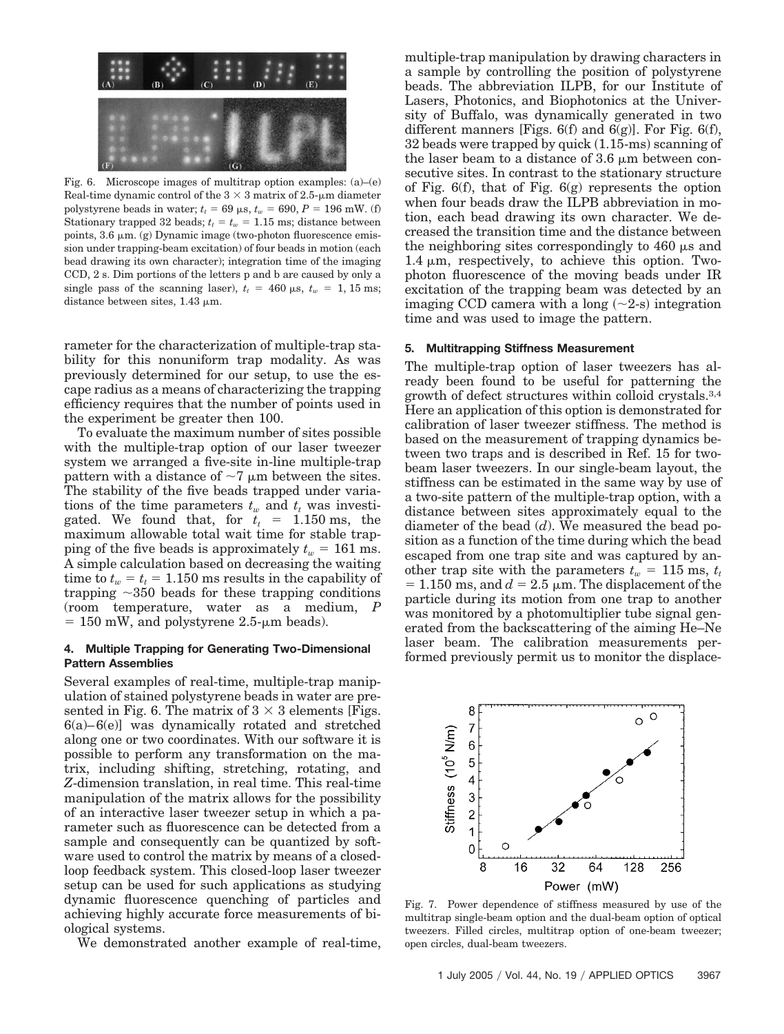Fig. 6. Microscope images of multitrap option examples: (a)–(e) Real-time dynamic control of the 3 × 3 matrix of 2.5-μm diameter polystyrene beads in water; $t_t = 69$ μs, $t_w = 690$, $P = 196$ mW. (f) Stationary trapped 32 beads; $t_t = t_w = 1.15$ ms; distance between points, 3.6 μm. (g) Dynamic image (two-photon fluorescence emission under trapping-beam excitation) of four beads in motion (each bead drawing its own character); integration time of the imaging CCD, 2 s. Dim portions of the letters p and b are caused by only a single pass of the scanning laser), $t_t = 460$ μs, $t_w = 1, 15$ ms; distance between sites, 1.43 μm.

rameter for the characterization of multiple-trap stability for this nonuniform trap modality. As was previously determined for our setup, to use the escape radius as a means of characterizing the trapping efficiency requires that the number of points used in the experiment be greater then 100.

To evaluate the maximum number of sites possible with the multiple-trap option of our laser tweezer system we arranged a five-site in-line multiple-trap pattern with a distance of ~7 μm between the sites. The stability of the five beads trapped under variations of the time parameters $t_w$ and $t_t$ was investigated. We found that, for $t_t = 1.150$ ms, the maximum allowable total wait time for stable trapping of the five beads is approximately $t_w = 161$ ms. A simple calculation based on decreasing the waiting time to $t_w = t_t = 1.150$ ms results in the capability of trapping ~350 beads for these trapping conditions (room temperature, water as a medium, $P = 150$ mW, and polystyrene 2.5-μm beads).

#### 4. Multiple Trapping for Generating Two-Dimensional Pattern Assemblies

Several examples of real-time, multiple-trap manipulation of stained polystyrene beads in water are presented in Fig. 6. The matrix of 3 × 3 elements [Figs. 6(a)–6(e)] was dynamically rotated and stretched along one or two coordinates. With our software it is possible to perform any transformation on the matrix, including shifting, stretching, rotating, and *Z*-dimension translation, in real time. This real-time manipulation of the matrix allows for the possibility of an interactive laser tweezer setup in which a parameter such as fluorescence can be detected from a sample and consequently can be quantized by software used to control the matrix by means of a closed-loop feedback system. This closed-loop laser tweezer setup can be used for such applications as studying dynamic fluorescence quenching of particles and achieving highly accurate force measurements of biological systems.

We demonstrated another example of real-time, multiple-trap manipulation by drawing characters in a sample by controlling the position of polystyrene beads. The abbreviation ILPB, for our Institute of Lasers, Photonics, and Biophotonics at the University of Buffalo, was dynamically generated in two different manners [Figs. 6(f) and 6(g)]. For Fig. 6(f), 32 beads were trapped by quick (1.15-ms) scanning of the laser beam to a distance of 3.6 μm between consecutive sites. In contrast to the stationary structure of Fig. 6(f), that of Fig. 6(g) represents the option when four beads draw the ILPB abbreviation in motion, each bead drawing its own character. We decreased the transition time and the distance between the neighboring sites correspondingly to 460 μs and 1.4 μm, respectively, to achieve this option. Two-photon fluorescence of the moving beads under IR excitation of the trapping beam was detected by an imaging CCD camera with a long (~2-s) integration time and was used to image the pattern.

#### 5. Multitrapping Stiffness Measurement

The multiple-trap option of laser tweezers has already been found to be useful for patterning the growth of defect structures within colloid crystals.[3,4] Here an application of this option is demonstrated for calibration of laser tweezer stiffness. The method is based on the measurement of trapping dynamics between two traps and is described in Ref. 15 for two-beam laser tweezers. In our single-beam layout, the stiffness can be estimated in the same way by use of a two-site pattern of the multiple-trap option, with a distance between sites approximately equal to the diameter of the bead ($d$). We measured the bead position as a function of the time during which the bead escaped from one trap site and was captured by another trap site with the parameters $t_w = 115$ ms, $t_t = 1.150$ ms, and $d = 2.5$ μm. The displacement of the particle during its motion from one trap to another was monitored by a photomultiplier tube signal generated from the backscattering of the aiming He–Ne laser beam. The calibration measurements performed previously permit us to monitor the displace-

Fig. 7. Power dependence of stiffness measured by use of the multitrap single-beam option and the dual-beam option of optical tweezers. Filled circles, multitrap option of one-beam tweezer; open circles, dual-beam tweezers.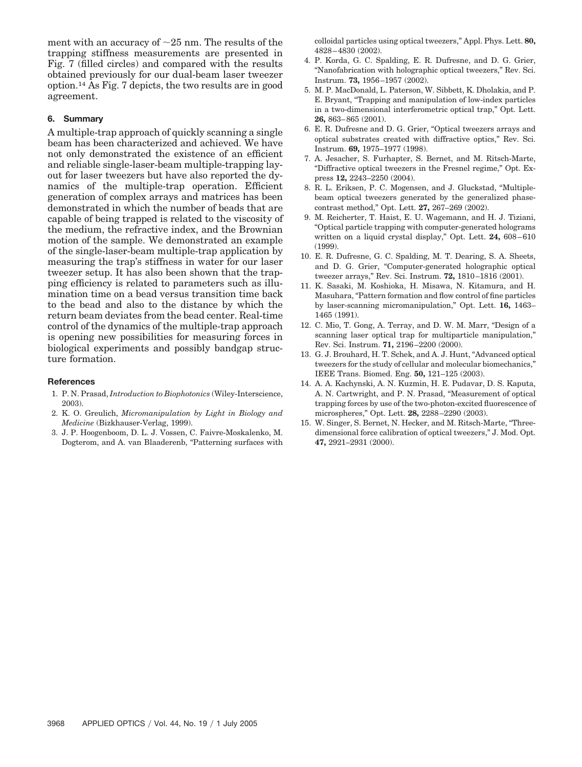ment with an accuracy of $\sim$25 nm. The results of the trapping stiffness measurements are presented in Fig. 7 (filled circles) and compared with the results obtained previously for our dual-beam laser tweezer option.[14] As Fig. 7 depicts, the two results are in good agreement.

## 6. Summary

A multiple-trap approach of quickly scanning a single beam has been characterized and achieved. We have not only demonstrated the existence of an efficient and reliable single-laser-beam multiple-trapping layout for laser tweezers but have also reported the dynamics of the multiple-trap operation. Efficient generation of complex arrays and matrices has been demonstrated in which the number of beads that are capable of being trapped is related to the viscosity of the medium, the refractive index, and the Brownian motion of the sample. We demonstrated an example of the single-laser-beam multiple-trap application by measuring the trap's stiffness in water for our laser tweezer setup. It has also been shown that the trapping efficiency is related to parameters such as illumination time on a bead versus transition time back to the bead and also to the distance by which the return beam deviates from the bead center. Real-time control of the dynamics of the multiple-trap approach is opening new possibilities for measuring forces in biological experiments and possibly bandgap structure formation.

### References

1. P. N. Prasad, *Introduction to Biophotonics* (Wiley-Interscience, 2003).
2. K. O. Greulich, *Micromanipulation by Light in Biology and Medicine* (Bizkhauser-Verlag, 1999).
3. J. P. Hoogenboom, D. L. J. Vossen, C. Faivre-Moskalenko, M. Dogterom, and A. van Blaaderenb, "Patterning surfaces with colloidal particles using optical tweezers," Appl. Phys. Lett. **80,** 4828–4830 (2002).
4. P. Korda, G. C. Spalding, E. R. Dufresne, and D. G. Grier, "Nanofabrication with holographic optical tweezers," Rev. Sci. Instrum. **73,** 1956–1957 (2002).
5. M. P. MacDonald, L. Paterson, W. Sibbett, K. Dholakia, and P. E. Bryant, "Trapping and manipulation of low-index particles in a two-dimensional interferometric optical trap," Opt. Lett. **26,** 863–865 (2001).
6. E. R. Dufresne and D. G. Grier, "Optical tweezers arrays and optical substrates created with diffractive optics," Rev. Sci. Instrum. **69,** 1975–1977 (1998).
7. A. Jesacher, S. Furhapter, S. Bernet, and M. Ritsch-Marte, "Diffractive optical tweezers in the Fresnel regime," Opt. Express **12,** 2243–2250 (2004).
8. R. L. Eriksen, P. C. Mogensen, and J. Gluckstad, "Multiple-beam optical tweezers generated by the generalized phase-contrast method," Opt. Lett. **27,** 267–269 (2002).
9. M. Reicherter, T. Haist, E. U. Wagemann, and H. J. Tiziani, "Optical particle trapping with computer-generated holograms written on a liquid crystal display," Opt. Lett. **24,** 608–610 (1999).
10. E. R. Dufresne, G. C. Spalding, M. T. Dearing, S. A. Sheets, and D. G. Grier, "Computer-generated holographic optical tweezer arrays," Rev. Sci. Instrum. **72,** 1810–1816 (2001).
11. K. Sasaki, M. Koshioka, H. Misawa, N. Kitamura, and H. Masuhara, "Pattern formation and flow control of fine particles by laser-scanning micromanipulation," Opt. Lett. **16,** 1463–1465 (1991).
12. C. Mio, T. Gong, A. Terray, and D. W. M. Marr, "Design of a scanning laser optical trap for multiparticle manipulation," Rev. Sci. Instrum. **71,** 2196–2200 (2000).
13. G. J. Brouhard, H. T. Schek, and A. J. Hunt, "Advanced optical tweezers for the study of cellular and molecular biomechanics," IEEE Trans. Biomed. Eng. **50,** 121–125 (2003).
14. A. A. Kachynski, A. N. Kuzmin, H. E. Pudavar, D. S. Kaputa, A. N. Cartwright, and P. N. Prasad, "Measurement of optical trapping forces by use of the two-photon-excited fluorescence of microspheres," Opt. Lett. **28,** 2288–2290 (2003).
15. W. Singer, S. Bernet, N. Hecker, and M. Ritsch-Marte, "Three-dimensional force calibration of optical tweezers," J. Mod. Opt. **47,** 2921–2931 (2000).